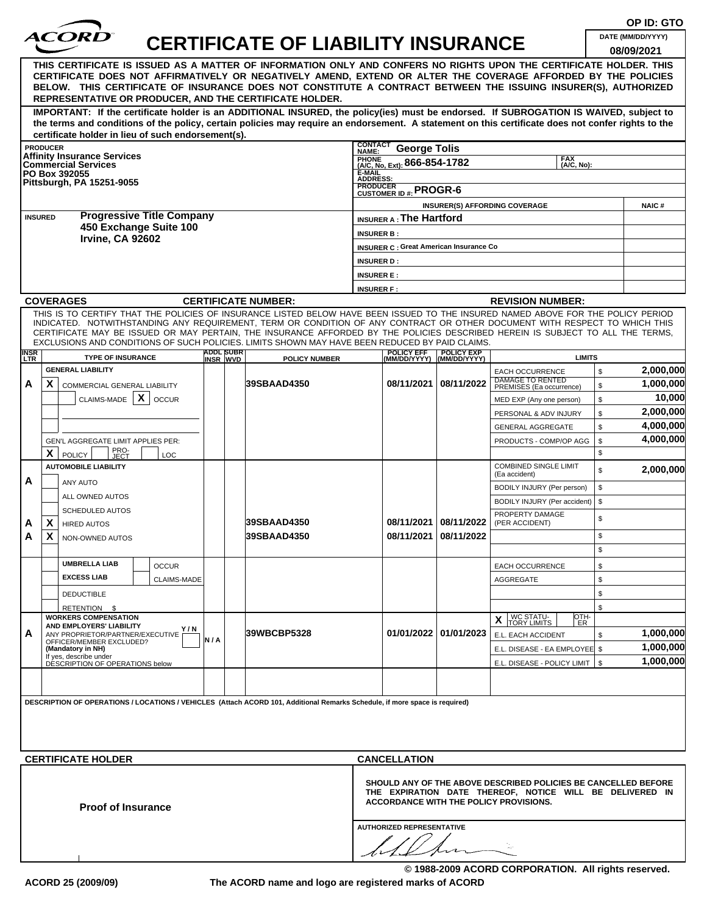ACORD

# CERTIFICATE OF LIABILITY INSURANCE

OP ID: GTO

DATE (MM/DD/YYYY) 08/09/2021

**THIS CERTIFICATE IS ISSUED AS A MATTER OF INFORMATION ONLY AND CONFERS NO RIGHTS UPON THE CERTIFICATE HOLDER. THIS CERTIFICATE DOES NOT AFFIRMATIVELY OR NEGATIVELY AMEND, EXTEND OR ALTER THE COVERAGE AFFORDED BY THE POLICIES BELOW. THIS CERTIFICATE OF INSURANCE DOES NOT CONSTITUTE A CONTRACT BETWEEN THE ISSUING INSURER(S), AUTHORIZED REPRESENTATIVE OR PRODUCER, AND THE CERTIFICATE HOLDER.**

**IMPORTANT: If the certificate holder is an ADDITIONAL INSURED, the policy(ies) must be endorsed. If SUBROGATION IS WAIVED, subject to the terms and conditions of the policy, certain policies may require an endorsement. A statement on this certificate does not confer rights to the certificate holder in lieu of such endorsement(s).**

| | |
|---|---|
| **PRODUCER**<br>Affinity Insurance Services<br>Commercial Services<br>PO Box 392055<br>Pittsburgh, PA 15251-9055 | CONTACT NAME: George Tolis<br>PHONE (A/C, No, Ext): 866-854-1782 FAX (A/C, No):<br>E-MAIL ADDRESS:<br>PRODUCER CUSTOMER ID #: PROGR-6 |

| INSURED | INSURER(S) AFFORDING COVERAGE | NAIC # |
|---|---|---|
| Progressive Title Company<br>450 Exchange Suite 100<br>Irvine, CA 92602 | INSURER A : The Hartford | |
| | INSURER B : | |
| | INSURER C : Great American Insurance Co | |
| | INSURER D : | |
| | INSURER E : | |
| | INSURER F : | |

**COVERAGES** CERTIFICATE NUMBER: REVISION NUMBER:

THIS IS TO CERTIFY THAT THE POLICIES OF INSURANCE LISTED BELOW HAVE BEEN ISSUED TO THE INSURED NAMED ABOVE FOR THE POLICY PERIOD INDICATED. NOTWITHSTANDING ANY REQUIREMENT, TERM OR CONDITION OF ANY CONTRACT OR OTHER DOCUMENT WITH RESPECT TO WHICH THIS CERTIFICATE MAY BE ISSUED OR MAY PERTAIN, THE INSURANCE AFFORDED BY THE POLICIES DESCRIBED HEREIN IS SUBJECT TO ALL THE TERMS, EXCLUSIONS AND CONDITIONS OF SUCH POLICIES. LIMITS SHOWN MAY HAVE BEEN REDUCED BY PAID CLAIMS.

| INSR LTR | TYPE OF INSURANCE | ADDL INSR | SUBR WVD | POLICY NUMBER | POLICY EFF (MM/DD/YYYY) | POLICY EXP (MM/DD/YYYY) | LIMITS | |
|---|---|---|---|---|---|---|---|---|
| | GENERAL LIABILITY | | | | | | EACH OCCURRENCE | $ 2,000,000 |
| A | X COMMERCIAL GENERAL LIABILITY | | | 39SBAAD4350 | 08/11/2021 | 08/11/2022 | DAMAGE TO RENTED PREMISES (Ea occurrence) | $ 1,000,000 |
| | CLAIMS-MADE X OCCUR | | | | | | MED EXP (Any one person) | $ 10,000 |
| | | | | | | | PERSONAL & ADV INJURY | $ 2,000,000 |
| | | | | | | | GENERAL AGGREGATE | $ 4,000,000 |
| | GEN'L AGGREGATE LIMIT APPLIES PER: | | | | | | PRODUCTS - COMP/OP AGG | $ 4,000,000 |
| | X POLICY PRO-JECT LOC | | | | | | | $ |
| | AUTOMOBILE LIABILITY | | | | | | COMBINED SINGLE LIMIT (Ea accident) | $ 2,000,000 |
| A | ANY AUTO | | | | | | BODILY INJURY (Per person) | $ |
| | ALL OWNED AUTOS | | | | | | BODILY INJURY (Per accident) | $ |
| | SCHEDULED AUTOS | | | | | | PROPERTY DAMAGE (PER ACCIDENT) | $ |
| A | X HIRED AUTOS | | | 39SBAAD4350 | 08/11/2021 | 08/11/2022 | | |
| A | X NON-OWNED AUTOS | | | 39SBAAD4350 | 08/11/2021 | 08/11/2022 | | $ |
| | | | | | | | | $ |
| | UMBRELLA LIAB OCCUR | | | | | | EACH OCCURRENCE | $ |
| | EXCESS LIAB CLAIMS-MADE | | | | | | AGGREGATE | $ |
| | DEDUCTIBLE | | | | | | | $ |
| | RETENTION $ | | | | | | | $ |
| | WORKERS COMPENSATION AND EMPLOYERS' LIABILITY | | | | | | X WC STATU-TORY LIMITS OTH-ER | |
| A | ANY PROPRIETOR/PARTNER/EXECUTIVE OFFICER/MEMBER EXCLUDED? (Mandatory in NH) Y/N | N/A | | 39WBCBP5328 | 01/01/2022 | 01/01/2023 | E.L. EACH ACCIDENT | $ 1,000,000 |
| | If yes, describe under DESCRIPTION OF OPERATIONS below | | | | | | E.L. DISEASE - EA EMPLOYEE | $ 1,000,000 |
| | | | | | | | E.L. DISEASE - POLICY LIMIT | $ 1,000,000 |

**DESCRIPTION OF OPERATIONS / LOCATIONS / VEHICLES** (Attach ACORD 101, Additional Remarks Schedule, if more space is required)

| CERTIFICATE HOLDER | CANCELLATION |
|---|---|
| Proof of Insurance | SHOULD ANY OF THE ABOVE DESCRIBED POLICIES BE CANCELLED BEFORE THE EXPIRATION DATE THEREOF, NOTICE WILL BE DELIVERED IN ACCORDANCE WITH THE POLICY PROVISIONS. |
| | AUTHORIZED REPRESENTATIVE |

© 1988-2009 ACORD CORPORATION. All rights reserved.

ACORD 25 (2009/09) The ACORD name and logo are registered marks of ACORD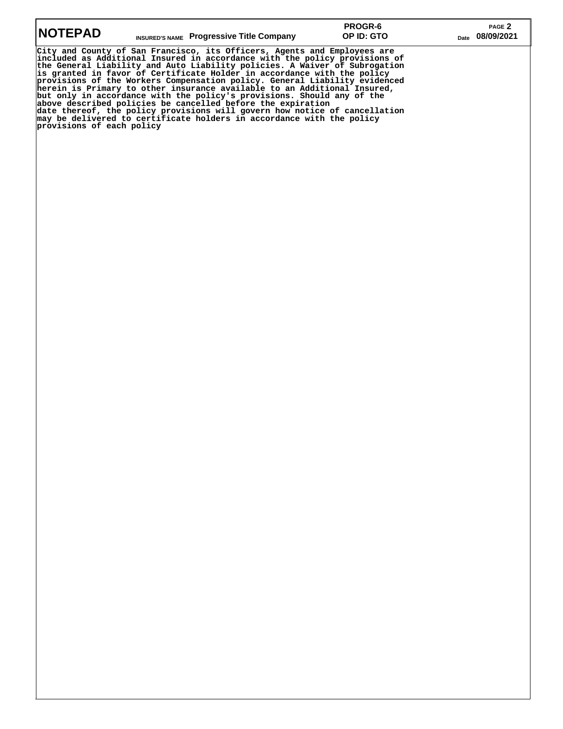# NOTEPAD

INSURED'S NAME **Progressive Title Company**

**PROGR-6**
**OP ID: GTO**

PAGE **2**
Date **08/09/2021**

City and County of San Francisco, its Officers, Agents and Employees are included as Additional Insured in accordance with the policy provisions of the General Liability and Auto Liability policies. A Waiver of Subrogation is granted in favor of Certificate Holder in accordance with the policy provisions of the Workers Compensation policy. General Liability evidenced herein is Primary to other insurance available to an Additional Insured, but only in accordance with the policy's provisions. Should any of the above described policies be cancelled before the expiration date thereof, the policy provisions will govern how notice of cancellation may be delivered to certificate holders in accordance with the policy provisions of each policy